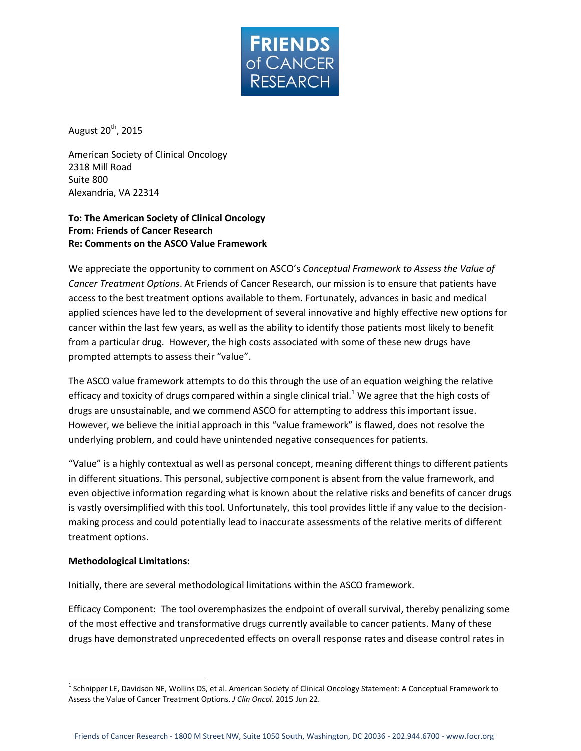**FRIENDS of CANCER RESEARCH**

August 20th, 2015

American Society of Clinical Oncology
2318 Mill Road
Suite 800
Alexandria, VA 22314

**To: The American Society of Clinical Oncology**
**From: Friends of Cancer Research**
**Re: Comments on the ASCO Value Framework**

We appreciate the opportunity to comment on ASCO's *Conceptual Framework to Assess the Value of Cancer Treatment Options*. At Friends of Cancer Research, our mission is to ensure that patients have access to the best treatment options available to them. Fortunately, advances in basic and medical applied sciences have led to the development of several innovative and highly effective new options for cancer within the last few years, as well as the ability to identify those patients most likely to benefit from a particular drug. However, the high costs associated with some of these new drugs have prompted attempts to assess their "value".

The ASCO value framework attempts to do this through the use of an equation weighing the relative efficacy and toxicity of drugs compared within a single clinical trial.[1] We agree that the high costs of drugs are unsustainable, and we commend ASCO for attempting to address this important issue. However, we believe the initial approach in this "value framework" is flawed, does not resolve the underlying problem, and could have unintended negative consequences for patients.

"Value" is a highly contextual as well as personal concept, meaning different things to different patients in different situations. This personal, subjective component is absent from the value framework, and even objective information regarding what is known about the relative risks and benefits of cancer drugs is vastly oversimplified with this tool. Unfortunately, this tool provides little if any value to the decision-making process and could potentially lead to inaccurate assessments of the relative merits of different treatment options.

**Methodological Limitations:**

Initially, there are several methodological limitations within the ASCO framework.

Efficacy Component: The tool overemphasizes the endpoint of overall survival, thereby penalizing some of the most effective and transformative drugs currently available to cancer patients. Many of these drugs have demonstrated unprecedented effects on overall response rates and disease control rates in

[1] Schnipper LE, Davidson NE, Wollins DS, et al. American Society of Clinical Oncology Statement: A Conceptual Framework to Assess the Value of Cancer Treatment Options. *J Clin Oncol*. 2015 Jun 22.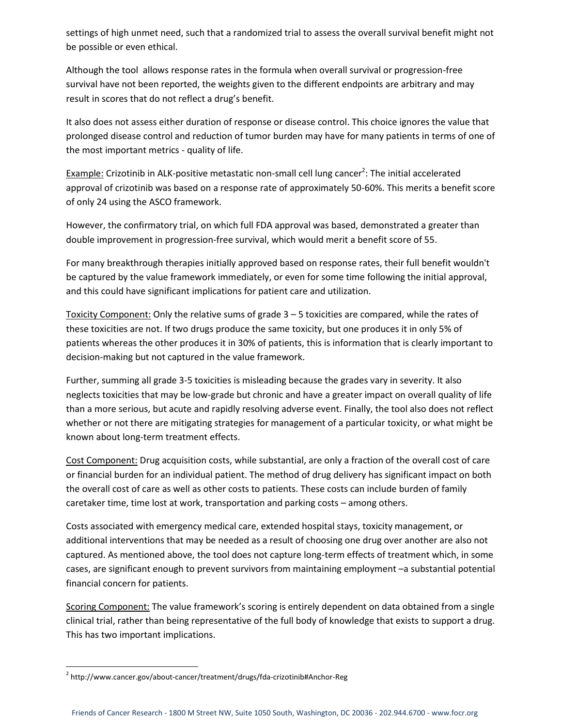settings of high unmet need, such that a randomized trial to assess the overall survival benefit might not be possible or even ethical.

Although the tool allows response rates in the formula when overall survival or progression-free survival have not been reported, the weights given to the different endpoints are arbitrary and may result in scores that do not reflect a drug's benefit.

It also does not assess either duration of response or disease control. This choice ignores the value that prolonged disease control and reduction of tumor burden may have for many patients in terms of one of the most important metrics - quality of life.

Example: Crizotinib in ALK-positive metastatic non-small cell lung cancer[2]: The initial accelerated approval of crizotinib was based on a response rate of approximately 50-60%. This merits a benefit score of only 24 using the ASCO framework.

However, the confirmatory trial, on which full FDA approval was based, demonstrated a greater than double improvement in progression-free survival, which would merit a benefit score of 55.

For many breakthrough therapies initially approved based on response rates, their full benefit wouldn't be captured by the value framework immediately, or even for some time following the initial approval, and this could have significant implications for patient care and utilization.

Toxicity Component: Only the relative sums of grade 3 – 5 toxicities are compared, while the rates of these toxicities are not. If two drugs produce the same toxicity, but one produces it in only 5% of patients whereas the other produces it in 30% of patients, this is information that is clearly important to decision-making but not captured in the value framework.

Further, summing all grade 3-5 toxicities is misleading because the grades vary in severity. It also neglects toxicities that may be low-grade but chronic and have a greater impact on overall quality of life than a more serious, but acute and rapidly resolving adverse event. Finally, the tool also does not reflect whether or not there are mitigating strategies for management of a particular toxicity, or what might be known about long-term treatment effects.

Cost Component: Drug acquisition costs, while substantial, are only a fraction of the overall cost of care or financial burden for an individual patient. The method of drug delivery has significant impact on both the overall cost of care as well as other costs to patients. These costs can include burden of family caretaker time, time lost at work, transportation and parking costs – among others.

Costs associated with emergency medical care, extended hospital stays, toxicity management, or additional interventions that may be needed as a result of choosing one drug over another are also not captured. As mentioned above, the tool does not capture long-term effects of treatment which, in some cases, are significant enough to prevent survivors from maintaining employment –a substantial potential financial concern for patients.

Scoring Component: The value framework's scoring is entirely dependent on data obtained from a single clinical trial, rather than being representative of the full body of knowledge that exists to support a drug. This has two important implications.

---

[2] http://www.cancer.gov/about-cancer/treatment/drugs/fda-crizotinib#Anchor-Reg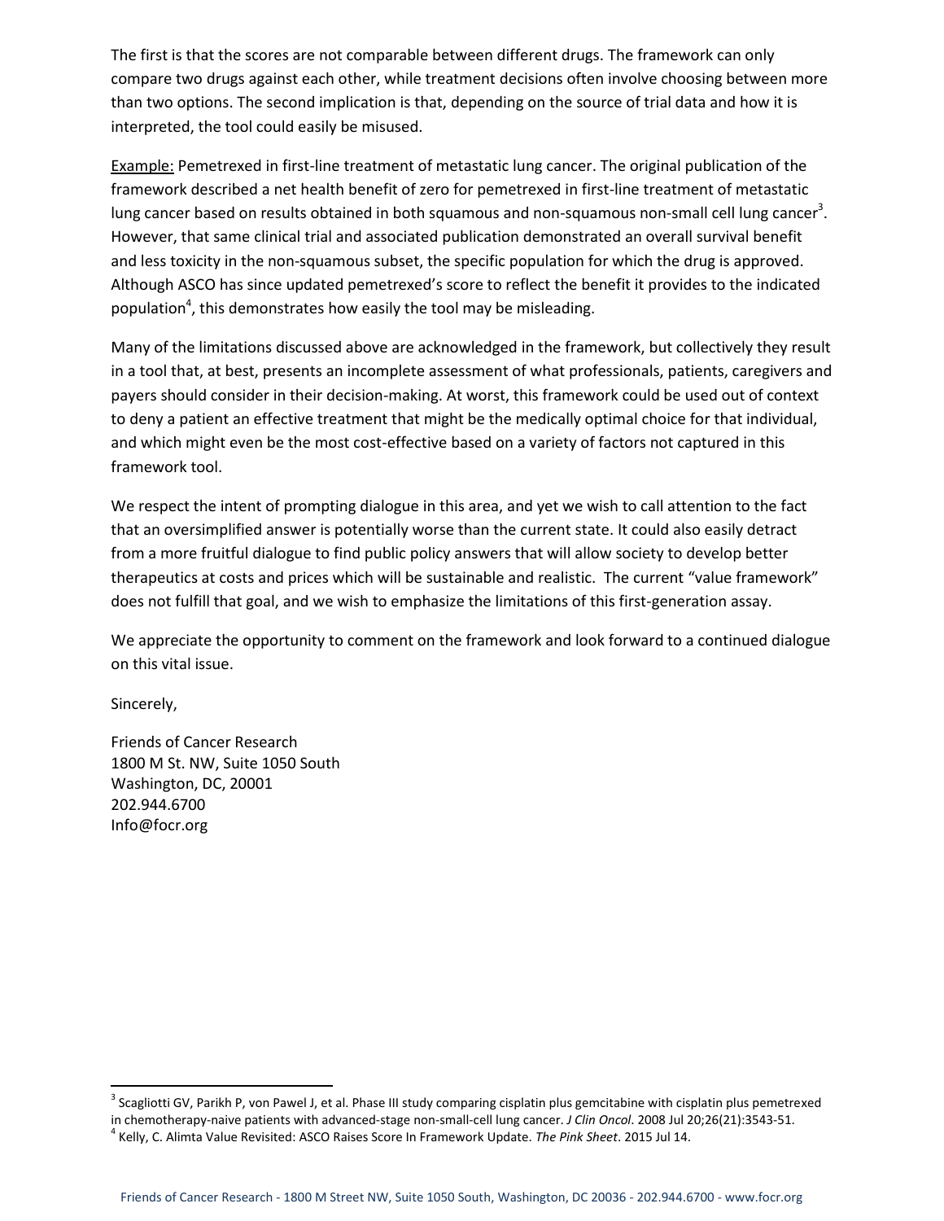The first is that the scores are not comparable between different drugs. The framework can only compare two drugs against each other, while treatment decisions often involve choosing between more than two options. The second implication is that, depending on the source of trial data and how it is interpreted, the tool could easily be misused.

Example: Pemetrexed in first-line treatment of metastatic lung cancer. The original publication of the framework described a net health benefit of zero for pemetrexed in first-line treatment of metastatic lung cancer based on results obtained in both squamous and non-squamous non-small cell lung cancer[3]. However, that same clinical trial and associated publication demonstrated an overall survival benefit and less toxicity in the non-squamous subset, the specific population for which the drug is approved. Although ASCO has since updated pemetrexed's score to reflect the benefit it provides to the indicated population[4], this demonstrates how easily the tool may be misleading.

Many of the limitations discussed above are acknowledged in the framework, but collectively they result in a tool that, at best, presents an incomplete assessment of what professionals, patients, caregivers and payers should consider in their decision-making. At worst, this framework could be used out of context to deny a patient an effective treatment that might be the medically optimal choice for that individual, and which might even be the most cost-effective based on a variety of factors not captured in this framework tool.

We respect the intent of prompting dialogue in this area, and yet we wish to call attention to the fact that an oversimplified answer is potentially worse than the current state. It could also easily detract from a more fruitful dialogue to find public policy answers that will allow society to develop better therapeutics at costs and prices which will be sustainable and realistic. The current "value framework" does not fulfill that goal, and we wish to emphasize the limitations of this first-generation assay.

We appreciate the opportunity to comment on the framework and look forward to a continued dialogue on this vital issue.

Sincerely,

Friends of Cancer Research
1800 M St. NW, Suite 1050 South
Washington, DC, 20001
202.944.6700
Info@focr.org

---

[3] Scagliotti GV, Parikh P, von Pawel J, et al. Phase III study comparing cisplatin plus gemcitabine with cisplatin plus pemetrexed in chemotherapy-naive patients with advanced-stage non-small-cell lung cancer. *J Clin Oncol*. 2008 Jul 20;26(21):3543-51.

[4] Kelly, C. Alimta Value Revisited: ASCO Raises Score In Framework Update. *The Pink Sheet*. 2015 Jul 14.